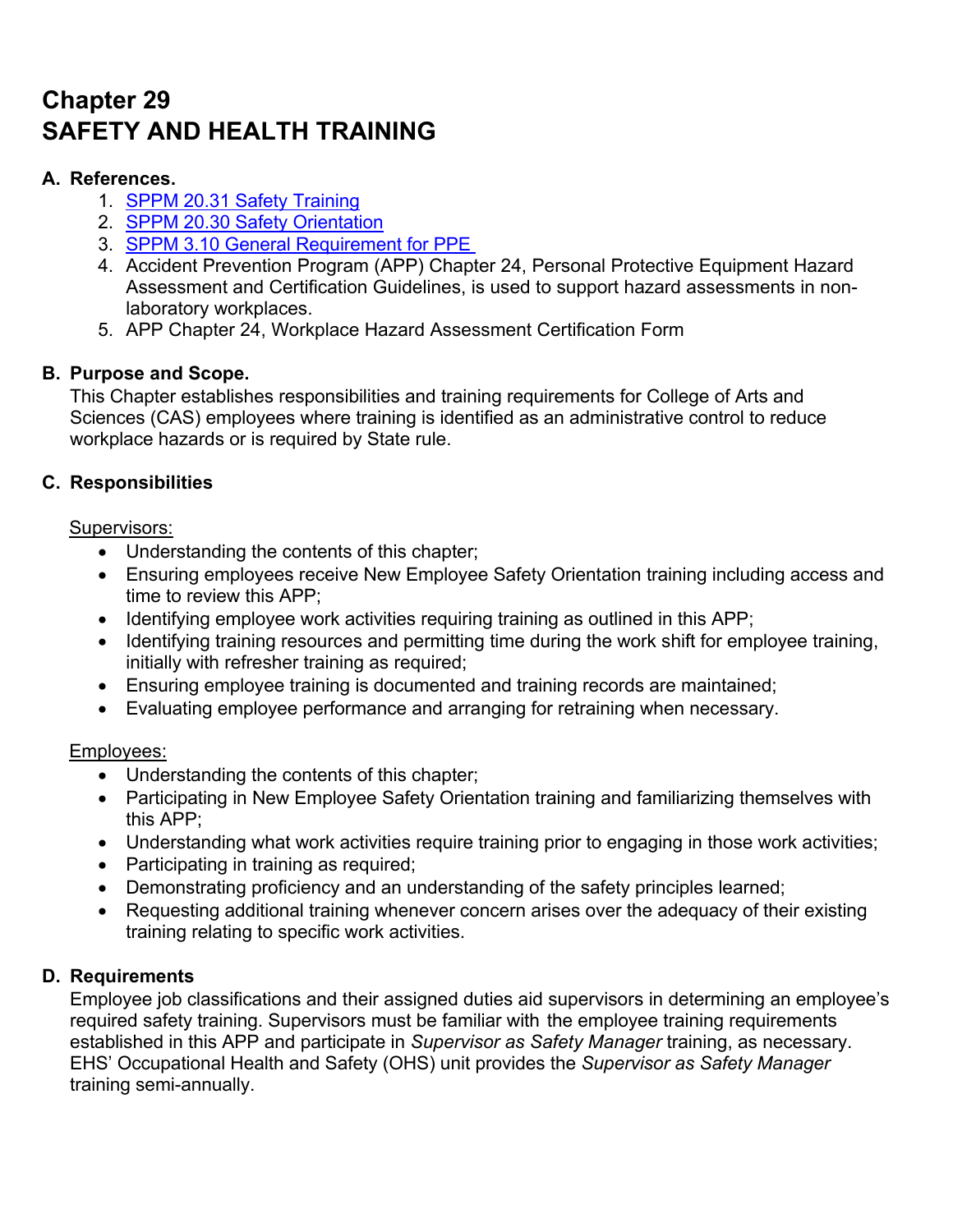# Chapter 29
# SAFETY AND HEALTH TRAINING

## A. References.

1. [SPPM 20.31 Safety Training]
2. [SPPM 20.30 Safety Orientation]
3. [SPPM 3.10 General Requirement for PPE]
4. Accident Prevention Program (APP) Chapter 24, Personal Protective Equipment Hazard Assessment and Certification Guidelines, is used to support hazard assessments in non-laboratory workplaces.
5. APP Chapter 24, Workplace Hazard Assessment Certification Form

## B. Purpose and Scope.

This Chapter establishes responsibilities and training requirements for College of Arts and Sciences (CAS) employees where training is identified as an administrative control to reduce workplace hazards or is required by State rule.

## C. Responsibilities

Supervisors:

- Understanding the contents of this chapter;
- Ensuring employees receive New Employee Safety Orientation training including access and time to review this APP;
- Identifying employee work activities requiring training as outlined in this APP;
- Identifying training resources and permitting time during the work shift for employee training, initially with refresher training as required;
- Ensuring employee training is documented and training records are maintained;
- Evaluating employee performance and arranging for retraining when necessary.

Employees:

- Understanding the contents of this chapter;
- Participating in New Employee Safety Orientation training and familiarizing themselves with this APP;
- Understanding what work activities require training prior to engaging in those work activities;
- Participating in training as required;
- Demonstrating proficiency and an understanding of the safety principles learned;
- Requesting additional training whenever concern arises over the adequacy of their existing training relating to specific work activities.

## D. Requirements

Employee job classifications and their assigned duties aid supervisors in determining an employee's required safety training. Supervisors must be familiar with the employee training requirements established in this APP and participate in *Supervisor as Safety Manager* training, as necessary. EHS' Occupational Health and Safety (OHS) unit provides the *Supervisor as Safety Manager* training semi-annually.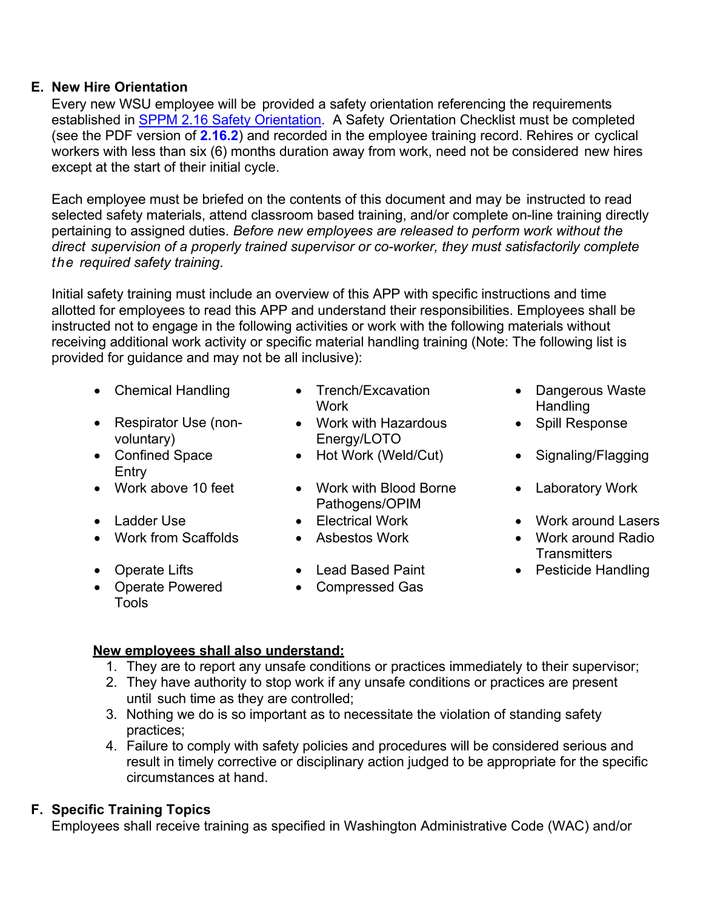## E. New Hire Orientation

Every new WSU employee will be provided a safety orientation referencing the requirements established in [SPPM 2.16 Safety Orientation](). A Safety Orientation Checklist must be completed (see the PDF version of **2.16.2**) and recorded in the employee training record. Rehires or cyclical workers with less than six (6) months duration away from work, need not be considered new hires except at the start of their initial cycle.

Each employee must be briefed on the contents of this document and may be instructed to read selected safety materials, attend classroom based training, and/or complete on-line training directly pertaining to assigned duties. *Before new employees are released to perform work without the direct supervision of a properly trained supervisor or co-worker, they must satisfactorily complete the required safety training*.

Initial safety training must include an overview of this APP with specific instructions and time allotted for employees to read this APP and understand their responsibilities. Employees shall be instructed not to engage in the following activities or work with the following materials without receiving additional work activity or specific material handling training (Note: The following list is provided for guidance and may not be all inclusive):

- Chemical Handling
- Respirator Use (non-voluntary)
- Confined Space Entry
- Work above 10 feet
- Ladder Use
- Work from Scaffolds
- Operate Lifts
- Operate Powered Tools
- Trench/Excavation Work
- Work with Hazardous Energy/LOTO
- Hot Work (Weld/Cut)
- Work with Blood Borne Pathogens/OPIM
- Electrical Work
- Asbestos Work
- Lead Based Paint
- Compressed Gas
- Dangerous Waste Handling
- Spill Response
- Signaling/Flagging
- Laboratory Work
- Work around Lasers
- Work around Radio Transmitters
- Pesticide Handling

**New employees shall also understand:**

1. They are to report any unsafe conditions or practices immediately to their supervisor;
2. They have authority to stop work if any unsafe conditions or practices are present until such time as they are controlled;
3. Nothing we do is so important as to necessitate the violation of standing safety practices;
4. Failure to comply with safety policies and procedures will be considered serious and result in timely corrective or disciplinary action judged to be appropriate for the specific circumstances at hand.

## F. Specific Training Topics

Employees shall receive training as specified in Washington Administrative Code (WAC) and/or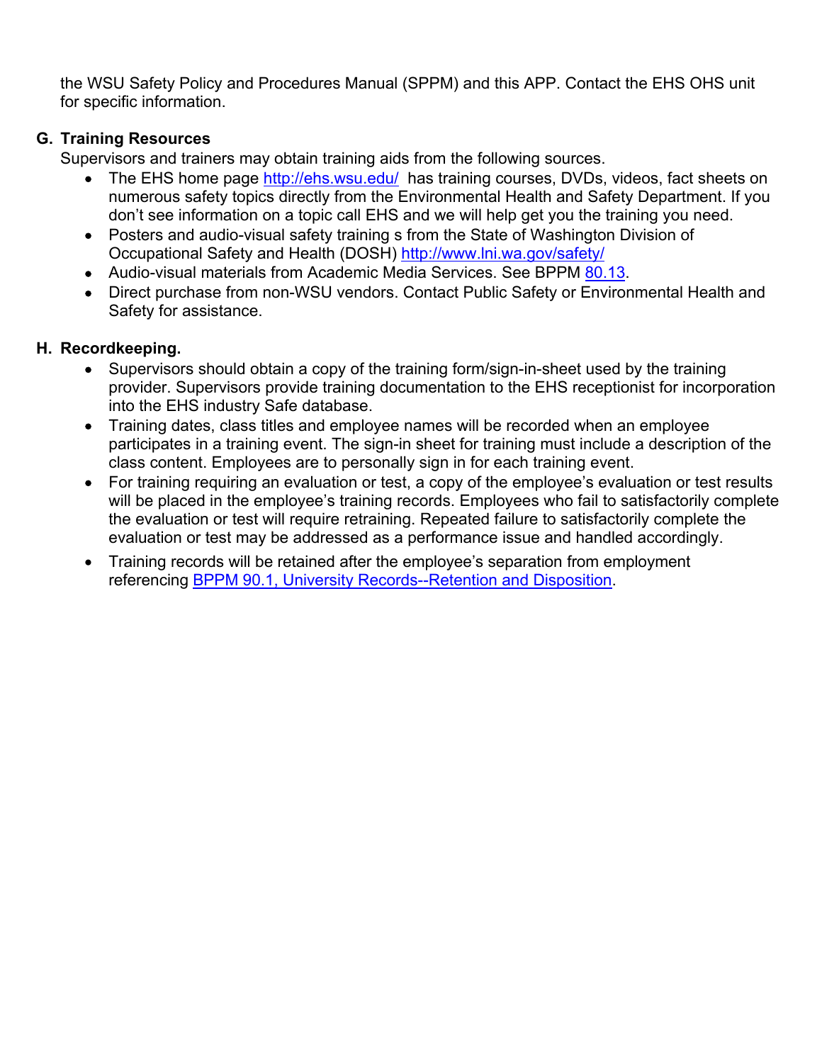the WSU Safety Policy and Procedures Manual (SPPM) and this APP. Contact the EHS OHS unit for specific information.

## G. Training Resources

Supervisors and trainers may obtain training aids from the following sources.

- The EHS home page http://ehs.wsu.edu/ has training courses, DVDs, videos, fact sheets on numerous safety topics directly from the Environmental Health and Safety Department. If you don't see information on a topic call EHS and we will help get you the training you need.
- Posters and audio-visual safety training s from the State of Washington Division of Occupational Safety and Health (DOSH) http://www.lni.wa.gov/safety/
- Audio-visual materials from Academic Media Services. See BPPM 80.13.
- Direct purchase from non-WSU vendors. Contact Public Safety or Environmental Health and Safety for assistance.

## H. Recordkeeping.

- Supervisors should obtain a copy of the training form/sign-in-sheet used by the training provider. Supervisors provide training documentation to the EHS receptionist for incorporation into the EHS industry Safe database.
- Training dates, class titles and employee names will be recorded when an employee participates in a training event. The sign-in sheet for training must include a description of the class content. Employees are to personally sign in for each training event.
- For training requiring an evaluation or test, a copy of the employee's evaluation or test results will be placed in the employee's training records. Employees who fail to satisfactorily complete the evaluation or test will require retraining. Repeated failure to satisfactorily complete the evaluation or test may be addressed as a performance issue and handled accordingly.
- Training records will be retained after the employee's separation from employment referencing BPPM 90.1, University Records--Retention and Disposition.